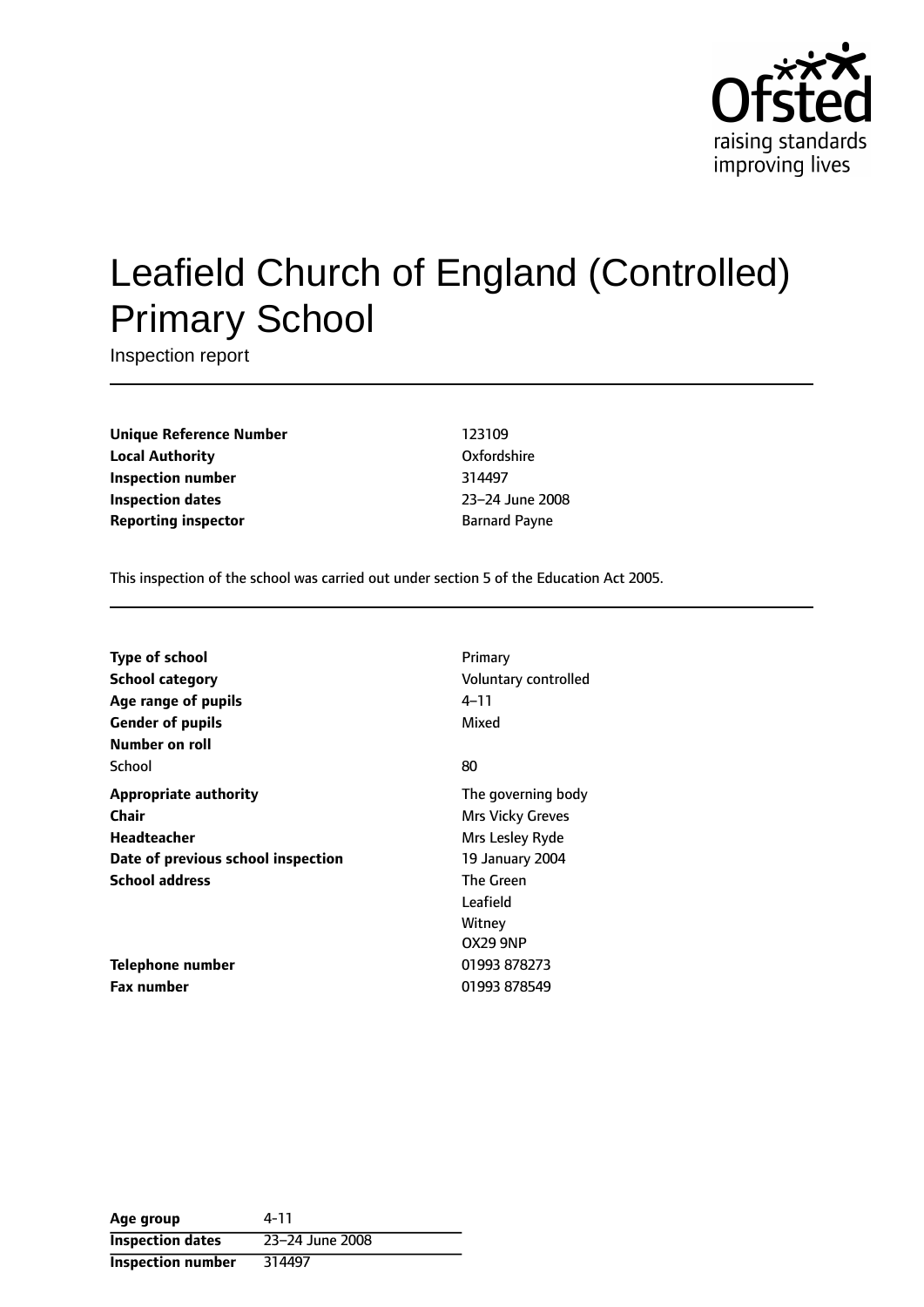# Leafield Church of England (Controlled) Primary School

Inspection report

| | |
|---|---|
| **Unique Reference Number** | 123109 |
| **Local Authority** | Oxfordshire |
| **Inspection number** | 314497 |
| **Inspection dates** | 23–24 June 2008 |
| **Reporting inspector** | Barnard Payne |

This inspection of the school was carried out under section 5 of the Education Act 2005.

| | |
|---|---|
| **Type of school** | Primary |
| **School category** | Voluntary controlled |
| **Age range of pupils** | 4–11 |
| **Gender of pupils** | Mixed |
| **Number on roll** | |
| School | 80 |
| **Appropriate authority** | The governing body |
| **Chair** | Mrs Vicky Greves |
| **Headteacher** | Mrs Lesley Ryde |
| **Date of previous school inspection** | 19 January 2004 |
| **School address** | The Green<br>Leafield<br>Witney<br>OX29 9NP |
| **Telephone number** | 01993 878273 |
| **Fax number** | 01993 878549 |

| | |
|---|---|
| **Age group** | 4-11 |
| **Inspection dates** | 23–24 June 2008 |
| **Inspection number** | 314497 |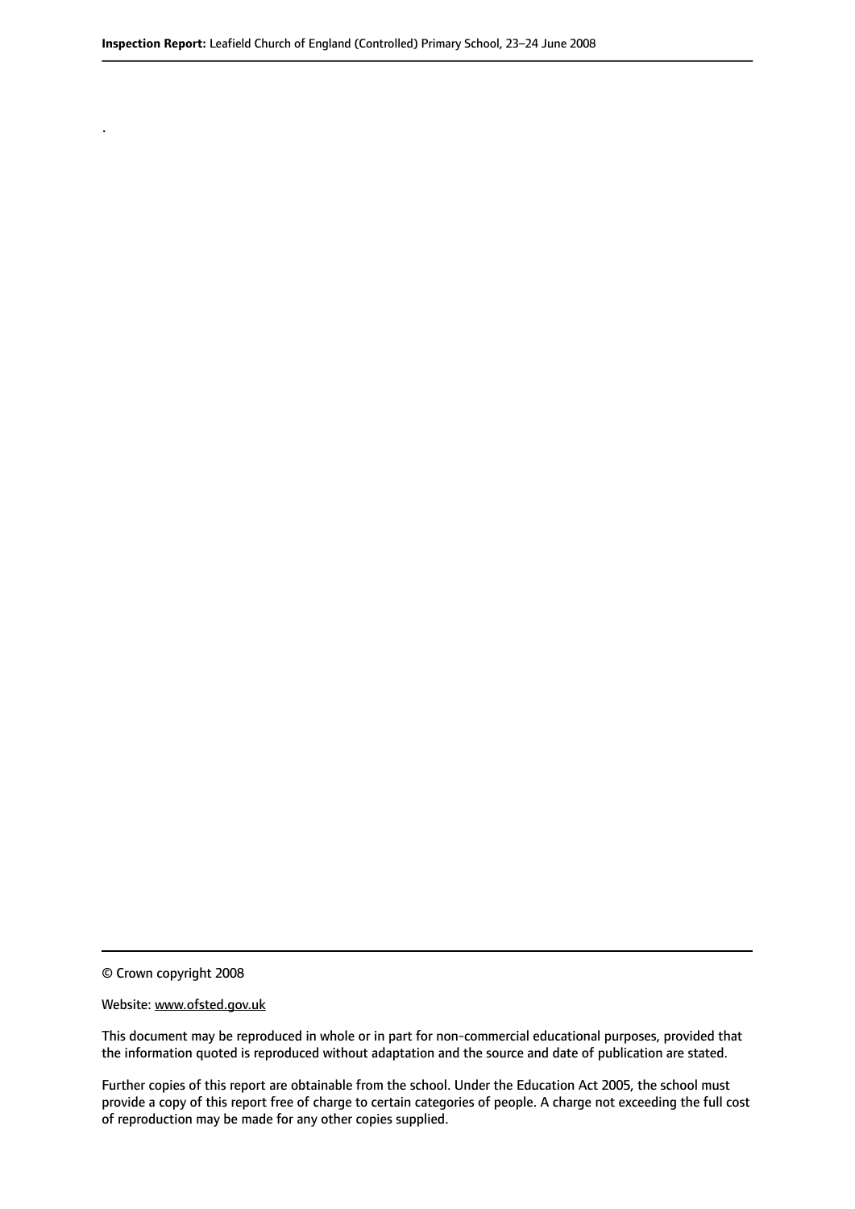.

© Crown copyright 2008

Website: www.ofsted.gov.uk

This document may be reproduced in whole or in part for non-commercial educational purposes, provided that the information quoted is reproduced without adaptation and the source and date of publication are stated.

Further copies of this report are obtainable from the school. Under the Education Act 2005, the school must provide a copy of this report free of charge to certain categories of people. A charge not exceeding the full cost of reproduction may be made for any other copies supplied.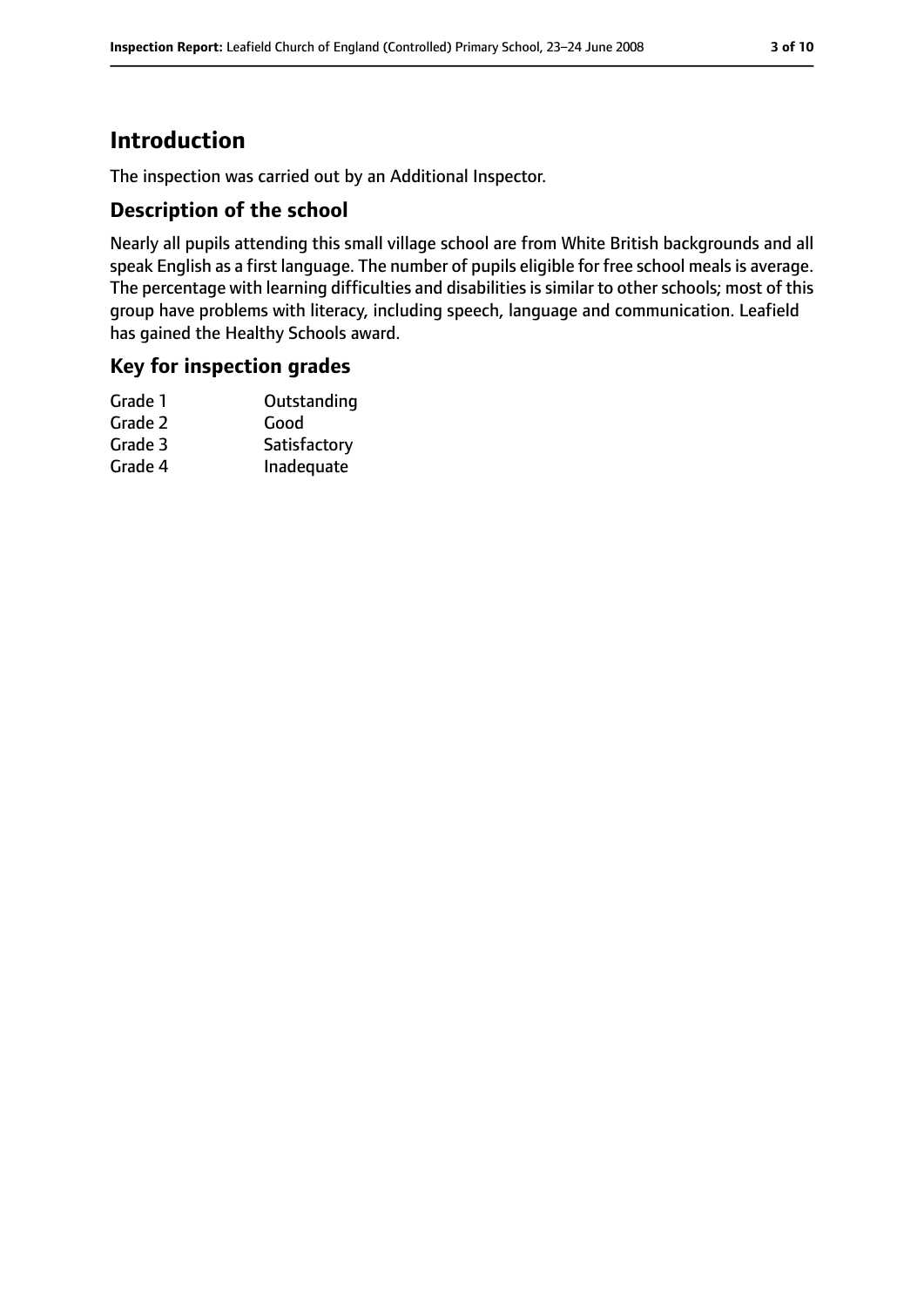# Introduction

The inspection was carried out by an Additional Inspector.

## Description of the school

Nearly all pupils attending this small village school are from White British backgrounds and all speak English as a first language. The number of pupils eligible for free school meals is average. The percentage with learning difficulties and disabilities is similar to other schools; most of this group have problems with literacy, including speech, language and communication. Leafield has gained the Healthy Schools award.

## Key for inspection grades

| | |
|---|---|
| Grade 1 | Outstanding |
| Grade 2 | Good |
| Grade 3 | Satisfactory |
| Grade 4 | Inadequate |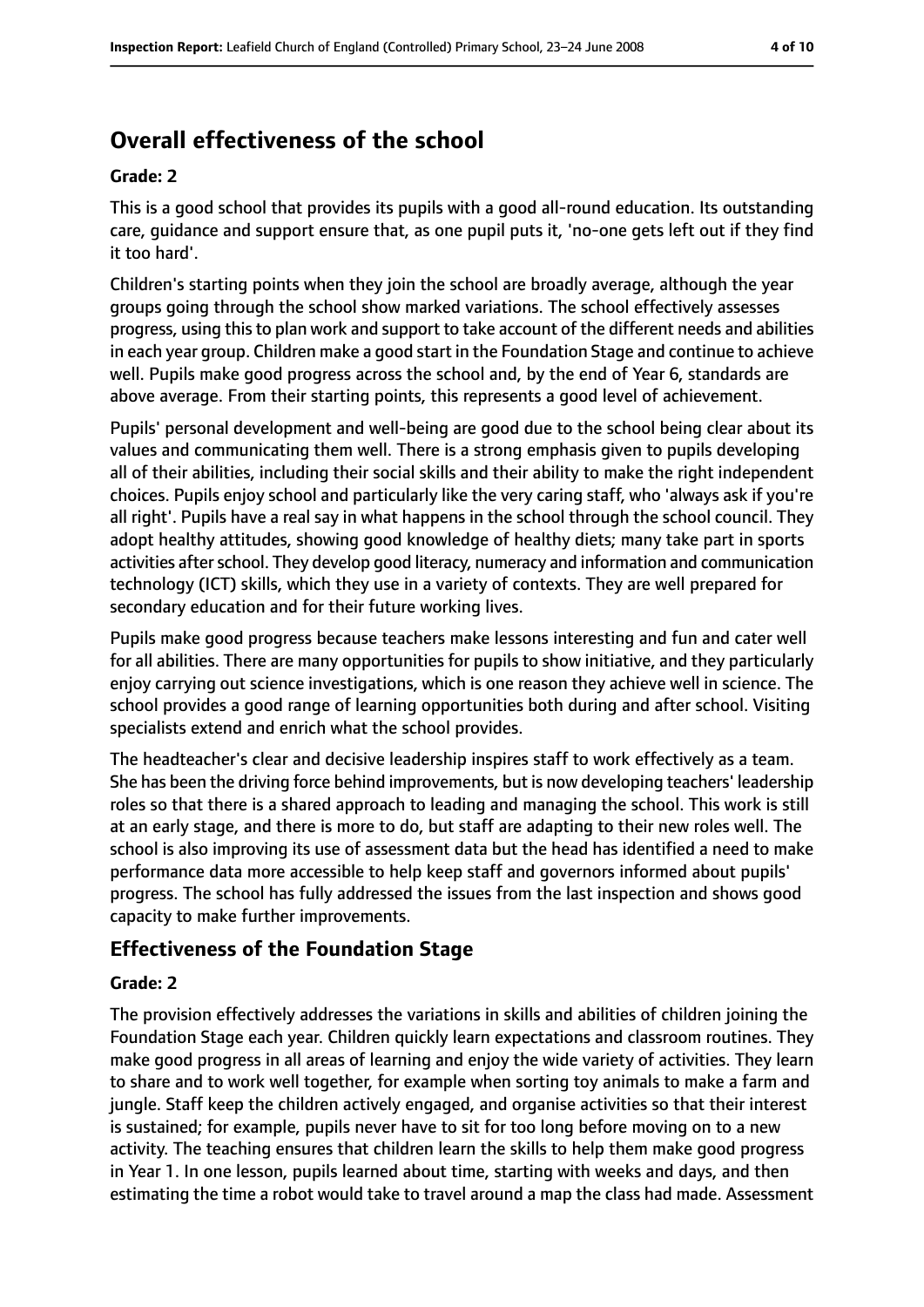# Overall effectiveness of the school

**Grade: 2**

This is a good school that provides its pupils with a good all-round education. Its outstanding care, guidance and support ensure that, as one pupil puts it, 'no-one gets left out if they find it too hard'.

Children's starting points when they join the school are broadly average, although the year groups going through the school show marked variations. The school effectively assesses progress, using this to plan work and support to take account of the different needs and abilities in each year group. Children make a good start in the Foundation Stage and continue to achieve well. Pupils make good progress across the school and, by the end of Year 6, standards are above average. From their starting points, this represents a good level of achievement.

Pupils' personal development and well-being are good due to the school being clear about its values and communicating them well. There is a strong emphasis given to pupils developing all of their abilities, including their social skills and their ability to make the right independent choices. Pupils enjoy school and particularly like the very caring staff, who 'always ask if you're all right'. Pupils have a real say in what happens in the school through the school council. They adopt healthy attitudes, showing good knowledge of healthy diets; many take part in sports activities after school. They develop good literacy, numeracy and information and communication technology (ICT) skills, which they use in a variety of contexts. They are well prepared for secondary education and for their future working lives.

Pupils make good progress because teachers make lessons interesting and fun and cater well for all abilities. There are many opportunities for pupils to show initiative, and they particularly enjoy carrying out science investigations, which is one reason they achieve well in science. The school provides a good range of learning opportunities both during and after school. Visiting specialists extend and enrich what the school provides.

The headteacher's clear and decisive leadership inspires staff to work effectively as a team. She has been the driving force behind improvements, but is now developing teachers' leadership roles so that there is a shared approach to leading and managing the school. This work is still at an early stage, and there is more to do, but staff are adapting to their new roles well. The school is also improving its use of assessment data but the head has identified a need to make performance data more accessible to help keep staff and governors informed about pupils' progress. The school has fully addressed the issues from the last inspection and shows good capacity to make further improvements.

## Effectiveness of the Foundation Stage

**Grade: 2**

The provision effectively addresses the variations in skills and abilities of children joining the Foundation Stage each year. Children quickly learn expectations and classroom routines. They make good progress in all areas of learning and enjoy the wide variety of activities. They learn to share and to work well together, for example when sorting toy animals to make a farm and jungle. Staff keep the children actively engaged, and organise activities so that their interest is sustained; for example, pupils never have to sit for too long before moving on to a new activity. The teaching ensures that children learn the skills to help them make good progress in Year 1. In one lesson, pupils learned about time, starting with weeks and days, and then estimating the time a robot would take to travel around a map the class had made. Assessment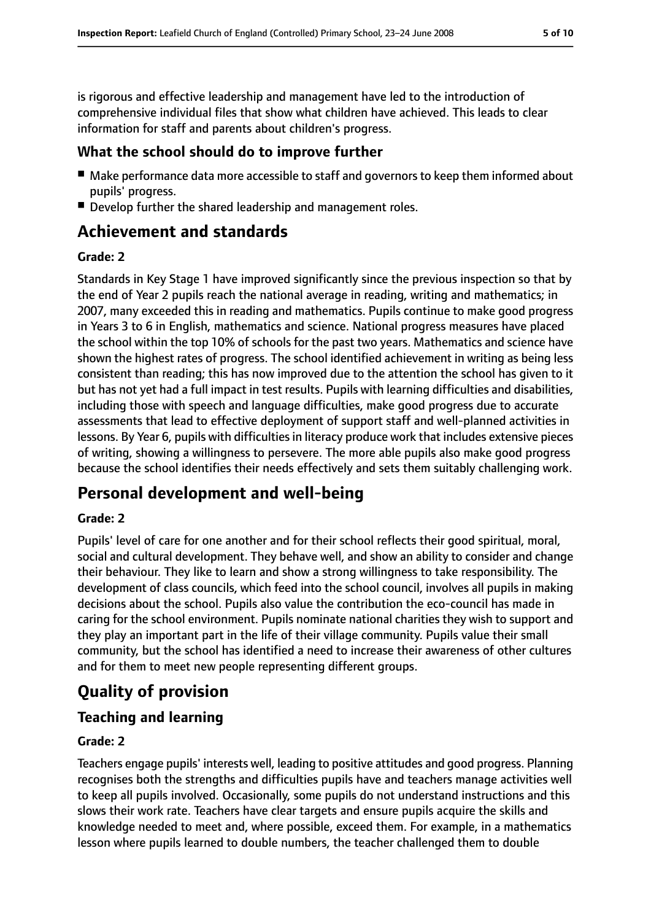is rigorous and effective leadership and management have led to the introduction of comprehensive individual files that show what children have achieved. This leads to clear information for staff and parents about children's progress.

### What the school should do to improve further

- Make performance data more accessible to staff and governors to keep them informed about pupils' progress.
- Develop further the shared leadership and management roles.

## Achievement and standards

**Grade: 2**

Standards in Key Stage 1 have improved significantly since the previous inspection so that by the end of Year 2 pupils reach the national average in reading, writing and mathematics; in 2007, many exceeded this in reading and mathematics. Pupils continue to make good progress in Years 3 to 6 in English, mathematics and science. National progress measures have placed the school within the top 10% of schools for the past two years. Mathematics and science have shown the highest rates of progress. The school identified achievement in writing as being less consistent than reading; this has now improved due to the attention the school has given to it but has not yet had a full impact in test results. Pupils with learning difficulties and disabilities, including those with speech and language difficulties, make good progress due to accurate assessments that lead to effective deployment of support staff and well-planned activities in lessons. By Year 6, pupils with difficulties in literacy produce work that includes extensive pieces of writing, showing a willingness to persevere. The more able pupils also make good progress because the school identifies their needs effectively and sets them suitably challenging work.

## Personal development and well-being

**Grade: 2**

Pupils' level of care for one another and for their school reflects their good spiritual, moral, social and cultural development. They behave well, and show an ability to consider and change their behaviour. They like to learn and show a strong willingness to take responsibility. The development of class councils, which feed into the school council, involves all pupils in making decisions about the school. Pupils also value the contribution the eco-council has made in caring for the school environment. Pupils nominate national charities they wish to support and they play an important part in the life of their village community. Pupils value their small community, but the school has identified a need to increase their awareness of other cultures and for them to meet new people representing different groups.

## Quality of provision

### Teaching and learning

**Grade: 2**

Teachers engage pupils' interests well, leading to positive attitudes and good progress. Planning recognises both the strengths and difficulties pupils have and teachers manage activities well to keep all pupils involved. Occasionally, some pupils do not understand instructions and this slows their work rate. Teachers have clear targets and ensure pupils acquire the skills and knowledge needed to meet and, where possible, exceed them. For example, in a mathematics lesson where pupils learned to double numbers, the teacher challenged them to double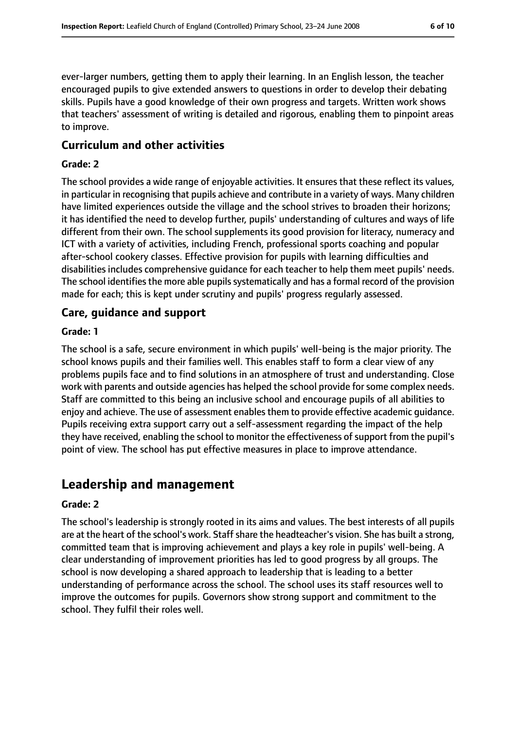ever-larger numbers, getting them to apply their learning. In an English lesson, the teacher encouraged pupils to give extended answers to questions in order to develop their debating skills. Pupils have a good knowledge of their own progress and targets. Written work shows that teachers' assessment of writing is detailed and rigorous, enabling them to pinpoint areas to improve.

### Curriculum and other activities

#### Grade: 2

The school provides a wide range of enjoyable activities. It ensures that these reflect its values, in particular in recognising that pupils achieve and contribute in a variety of ways. Many children have limited experiences outside the village and the school strives to broaden their horizons; it has identified the need to develop further, pupils' understanding of cultures and ways of life different from their own. The school supplements its good provision for literacy, numeracy and ICT with a variety of activities, including French, professional sports coaching and popular after-school cookery classes. Effective provision for pupils with learning difficulties and disabilities includes comprehensive guidance for each teacher to help them meet pupils' needs. The school identifies the more able pupils systematically and has a formal record of the provision made for each; this is kept under scrutiny and pupils' progress regularly assessed.

### Care, guidance and support

#### Grade: 1

The school is a safe, secure environment in which pupils' well-being is the major priority. The school knows pupils and their families well. This enables staff to form a clear view of any problems pupils face and to find solutions in an atmosphere of trust and understanding. Close work with parents and outside agencies has helped the school provide for some complex needs. Staff are committed to this being an inclusive school and encourage pupils of all abilities to enjoy and achieve. The use of assessment enables them to provide effective academic guidance. Pupils receiving extra support carry out a self-assessment regarding the impact of the help they have received, enabling the school to monitor the effectiveness of support from the pupil's point of view. The school has put effective measures in place to improve attendance.

## Leadership and management

#### Grade: 2

The school's leadership is strongly rooted in its aims and values. The best interests of all pupils are at the heart of the school's work. Staff share the headteacher's vision. She has built a strong, committed team that is improving achievement and plays a key role in pupils' well-being. A clear understanding of improvement priorities has led to good progress by all groups. The school is now developing a shared approach to leadership that is leading to a better understanding of performance across the school. The school uses its staff resources well to improve the outcomes for pupils. Governors show strong support and commitment to the school. They fulfil their roles well.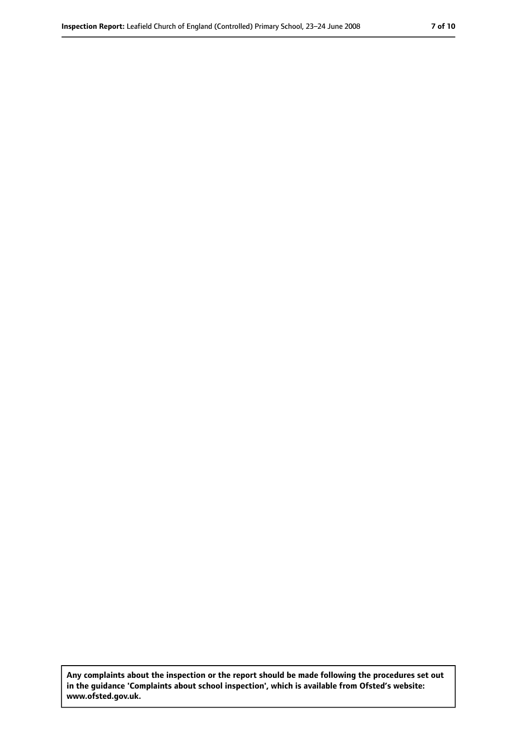Any complaints about the inspection or the report should be made following the procedures set out in the guidance 'Complaints about school inspection', which is available from Ofsted's website: www.ofsted.gov.uk.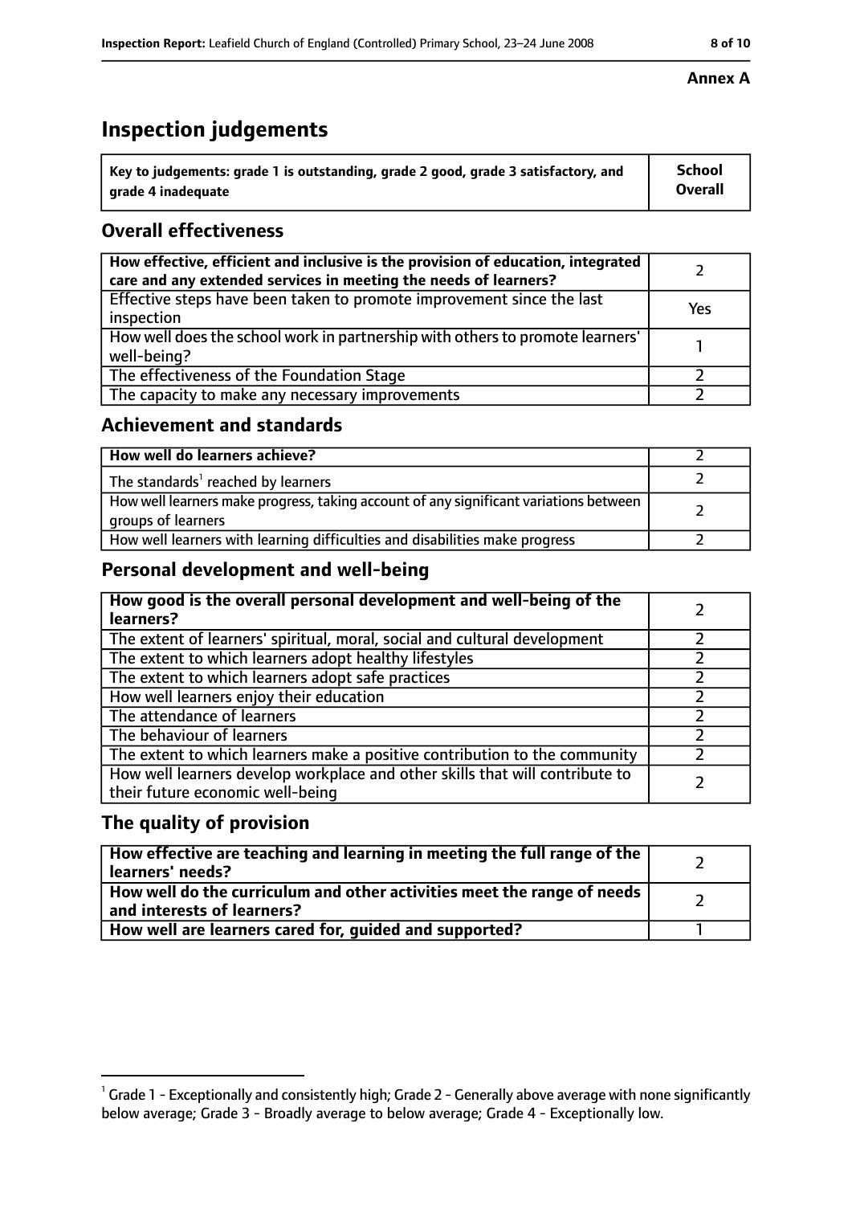**Annex A**

# Inspection judgements

| Key to judgements: grade 1 is outstanding, grade 2 good, grade 3 satisfactory, and grade 4 inadequate | School Overall |
|---|---|

## Overall effectiveness

| | |
|---|---|
| **How effective, efficient and inclusive is the provision of education, integrated care and any extended services in meeting the needs of learners?** | 2 |
| Effective steps have been taken to promote improvement since the last inspection | Yes |
| How well does the school work in partnership with others to promote learners' well-being? | 1 |
| The effectiveness of the Foundation Stage | 2 |
| The capacity to make any necessary improvements | 2 |

## Achievement and standards

| | |
|---|---|
| **How well do learners achieve?** | 2 |
| The standards[1] reached by learners | 2 |
| How well learners make progress, taking account of any significant variations between groups of learners | 2 |
| How well learners with learning difficulties and disabilities make progress | 2 |

## Personal development and well-being

| | |
|---|---|
| **How good is the overall personal development and well-being of the learners?** | 2 |
| The extent of learners' spiritual, moral, social and cultural development | 2 |
| The extent to which learners adopt healthy lifestyles | 2 |
| The extent to which learners adopt safe practices | 2 |
| How well learners enjoy their education | 2 |
| The attendance of learners | 2 |
| The behaviour of learners | 2 |
| The extent to which learners make a positive contribution to the community | 2 |
| How well learners develop workplace and other skills that will contribute to their future economic well-being | 2 |

## The quality of provision

| | |
|---|---|
| **How effective are teaching and learning in meeting the full range of the learners' needs?** | 2 |
| **How well do the curriculum and other activities meet the range of needs and interests of learners?** | 2 |
| **How well are learners cared for, guided and supported?** | 1 |

[1] Grade 1 - Exceptionally and consistently high; Grade 2 - Generally above average with none significantly below average; Grade 3 - Broadly average to below average; Grade 4 - Exceptionally low.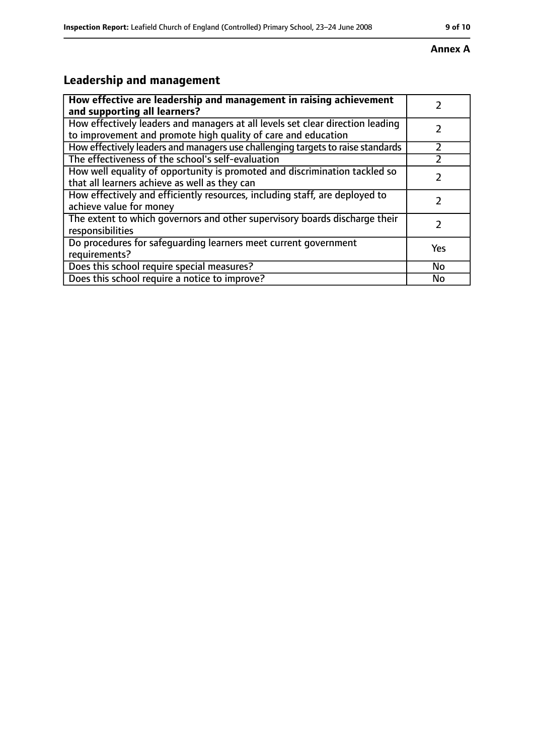**Annex A**

## Leadership and management

| **How effective are leadership and management in raising achievement and supporting all learners?** | 2 |
|---|---|
| How effectively leaders and managers at all levels set clear direction leading to improvement and promote high quality of care and education | 2 |
| How effectively leaders and managers use challenging targets to raise standards | 2 |
| The effectiveness of the school's self-evaluation | 2 |
| How well equality of opportunity is promoted and discrimination tackled so that all learners achieve as well as they can | 2 |
| How effectively and efficiently resources, including staff, are deployed to achieve value for money | 2 |
| The extent to which governors and other supervisory boards discharge their responsibilities | 2 |
| Do procedures for safeguarding learners meet current government requirements? | Yes |
| Does this school require special measures? | No |
| Does this school require a notice to improve? | No |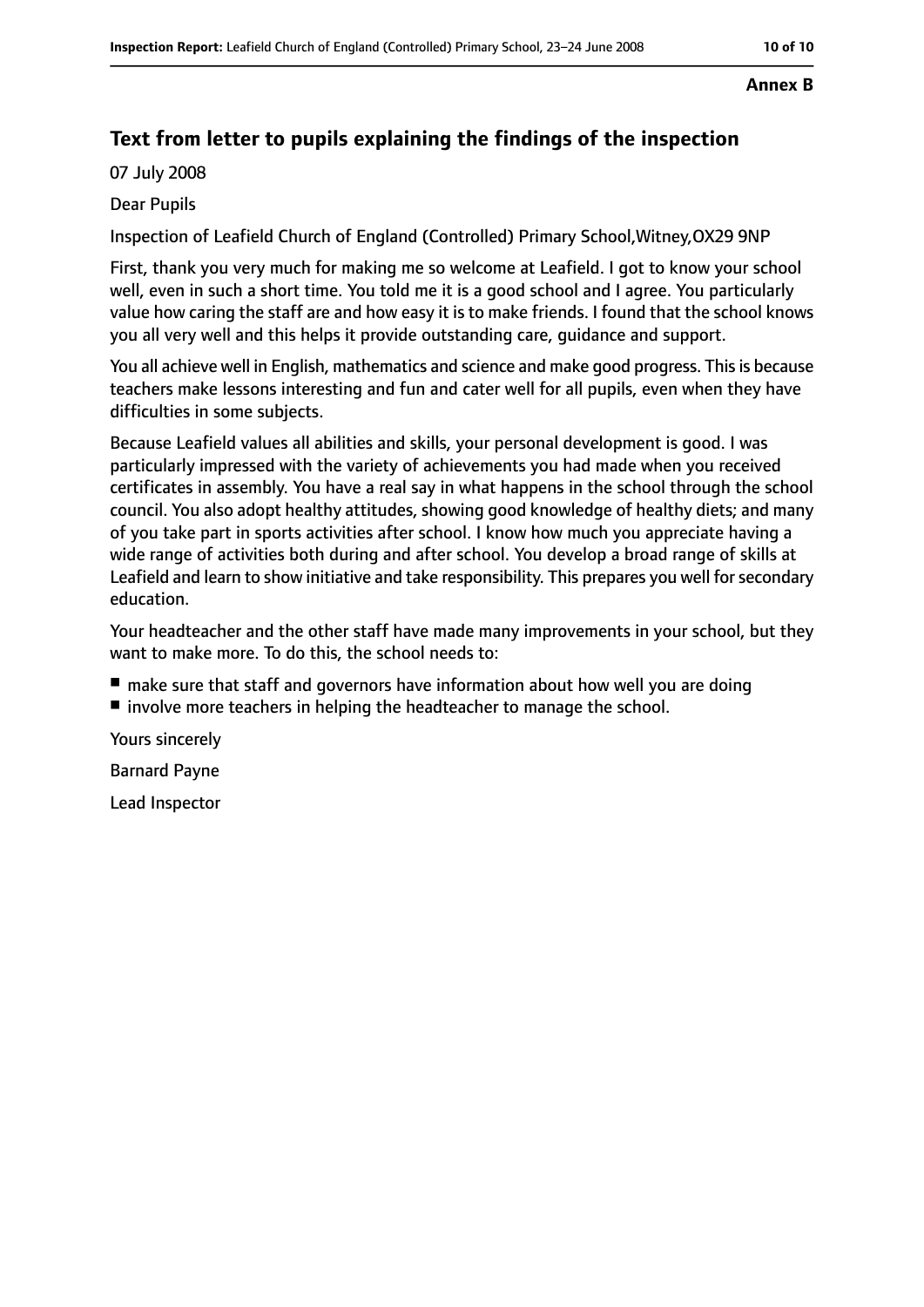**Annex B**

## Text from letter to pupils explaining the findings of the inspection

07 July 2008

Dear Pupils

Inspection of Leafield Church of England (Controlled) Primary School,Witney,OX29 9NP

First, thank you very much for making me so welcome at Leafield. I got to know your school well, even in such a short time. You told me it is a good school and I agree. You particularly value how caring the staff are and how easy it is to make friends. I found that the school knows you all very well and this helps it provide outstanding care, guidance and support.

You all achieve well in English, mathematics and science and make good progress. This is because teachers make lessons interesting and fun and cater well for all pupils, even when they have difficulties in some subjects.

Because Leafield values all abilities and skills, your personal development is good. I was particularly impressed with the variety of achievements you had made when you received certificates in assembly. You have a real say in what happens in the school through the school council. You also adopt healthy attitudes, showing good knowledge of healthy diets; and many of you take part in sports activities after school. I know how much you appreciate having a wide range of activities both during and after school. You develop a broad range of skills at Leafield and learn to show initiative and take responsibility. This prepares you well for secondary education.

Your headteacher and the other staff have made many improvements in your school, but they want to make more. To do this, the school needs to:

- make sure that staff and governors have information about how well you are doing
- involve more teachers in helping the headteacher to manage the school.

Yours sincerely

Barnard Payne

Lead Inspector